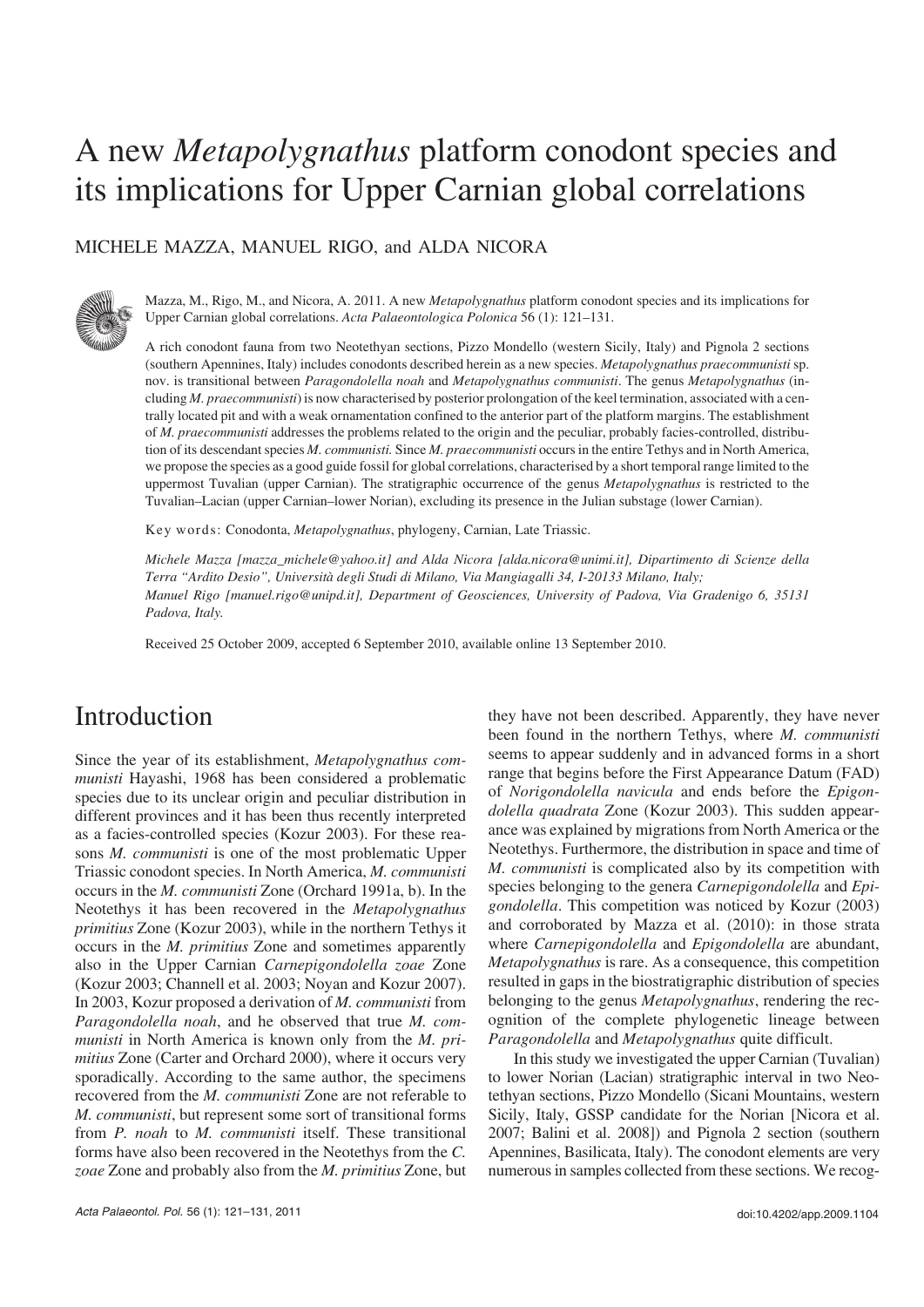# A new *Metapolygnathus* platform conodont species and its implications for Upper Carnian global correlations

MICHELE MAZZA, MANUEL RIGO, and ALDA NICORA

Mazza, M., Rigo, M., and Nicora, A. 2011. A new *Metapolygnathus* platform conodont species and its implications for Upper Carnian global correlations. *Acta Palaeontologica Polonica* 56 (1): 121–131.

A rich conodont fauna from two Neotethyan sections, Pizzo Mondello (western Sicily, Italy) and Pignola 2 sections (southern Apennines, Italy) includes conodonts described herein as a new species. *Metapolygnathus praecommunisti* sp. nov. is transitional between *Paragondolella noah* and *Metapolygnathus communisti*. The genus *Metapolygnathus* (including *M. praecommunisti*) is now characterised by posterior prolongation of the keel termination, associated with a centrally located pit and with a weak ornamentation confined to the anterior part of the platform margins. The establishment of *M. praecommunisti* addresses the problems related to the origin and the peculiar, probably facies-controlled, distribution of its descendant species *M. communisti*. Since *M. praecommunisti* occurs in the entire Tethys and in North America, we propose the species as a good guide fossil for global correlations, characterised by a short temporal range limited to the uppermost Tuvalian (upper Carnian). The stratigraphic occurrence of the genus *Metapolygnathus* is restricted to the Tuvalian–Lacian (upper Carnian–lower Norian), excluding its presence in the Julian substage (lower Carnian).

Key words: Conodonta, *Metapolygnathus*, phylogeny, Carnian, Late Triassic.

*Michele Mazza [mazza_michele@yahoo.it] and Alda Nicora [alda.nicora@unimi.it], Dipartimento di Scienze della Terra "Ardito Desio", Università degli Studi di Milano, Via Mangiagalli 34, I-20133 Milano, Italy; Manuel Rigo [manuel.rigo@unipd.it], Department of Geosciences, University of Padova, Via Gradenigo 6, 35131 Padova, Italy.*

Received 25 October 2009, accepted 6 September 2010, available online 13 September 2010.

## Introduction

Since the year of its establishment, *Metapolygnathus communisti* Hayashi, 1968 has been considered a problematic species due to its unclear origin and peculiar distribution in different provinces and it has been thus recently interpreted as a facies-controlled species (Kozur 2003). For these reasons *M. communisti* is one of the most problematic Upper Triassic conodont species. In North America, *M. communisti* occurs in the *M. communisti* Zone (Orchard 1991a, b). In the Neotethys it has been recovered in the *Metapolygnathus primitius* Zone (Kozur 2003), while in the northern Tethys it occurs in the *M. primitius* Zone and sometimes apparently also in the Upper Carnian *Carnepigondolella zoae* Zone (Kozur 2003; Channell et al. 2003; Noyan and Kozur 2007). In 2003, Kozur proposed a derivation of *M. communisti* from *Paragondolella noah*, and he observed that true *M. communisti* in North America is known only from the *M. primitius* Zone (Carter and Orchard 2000), where it occurs very sporadically. According to the same author, the specimens recovered from the *M. communisti* Zone are not referable to *M. communisti*, but represent some sort of transitional forms from *P. noah* to *M. communisti* itself. These transitional forms have also been recovered in the Neotethys from the *C. zoae* Zone and probably also from the *M. primitius* Zone, but they have not been described. Apparently, they have never been found in the northern Tethys, where *M. communisti* seems to appear suddenly and in advanced forms in a short range that begins before the First Appearance Datum (FAD) of *Norigondolella navicula* and ends before the *Epigondolella quadrata* Zone (Kozur 2003). This sudden appearance was explained by migrations from North America or the Neotethys. Furthermore, the distribution in space and time of *M. communisti* is complicated also by its competition with species belonging to the genera *Carnepigondolella* and *Epigondolella*. This competition was noticed by Kozur (2003) and corroborated by Mazza et al. (2010): in those strata where *Carnepigondolella* and *Epigondolella* are abundant, *Metapolygnathus* is rare. As a consequence, this competition resulted in gaps in the biostratigraphic distribution of species belonging to the genus *Metapolygnathus*, rendering the recognition of the complete phylogenetic lineage between *Paragondolella* and *Metapolygnathus* quite difficult.

In this study we investigated the upper Carnian (Tuvalian) to lower Norian (Lacian) stratigraphic interval in two Neotethyan sections, Pizzo Mondello (Sicani Mountains, western Sicily, Italy, GSSP candidate for the Norian [Nicora et al. 2007; Balini et al. 2008]) and Pignola 2 section (southern Apennines, Basilicata, Italy). The conodont elements are very numerous in samples collected from these sections. We recog-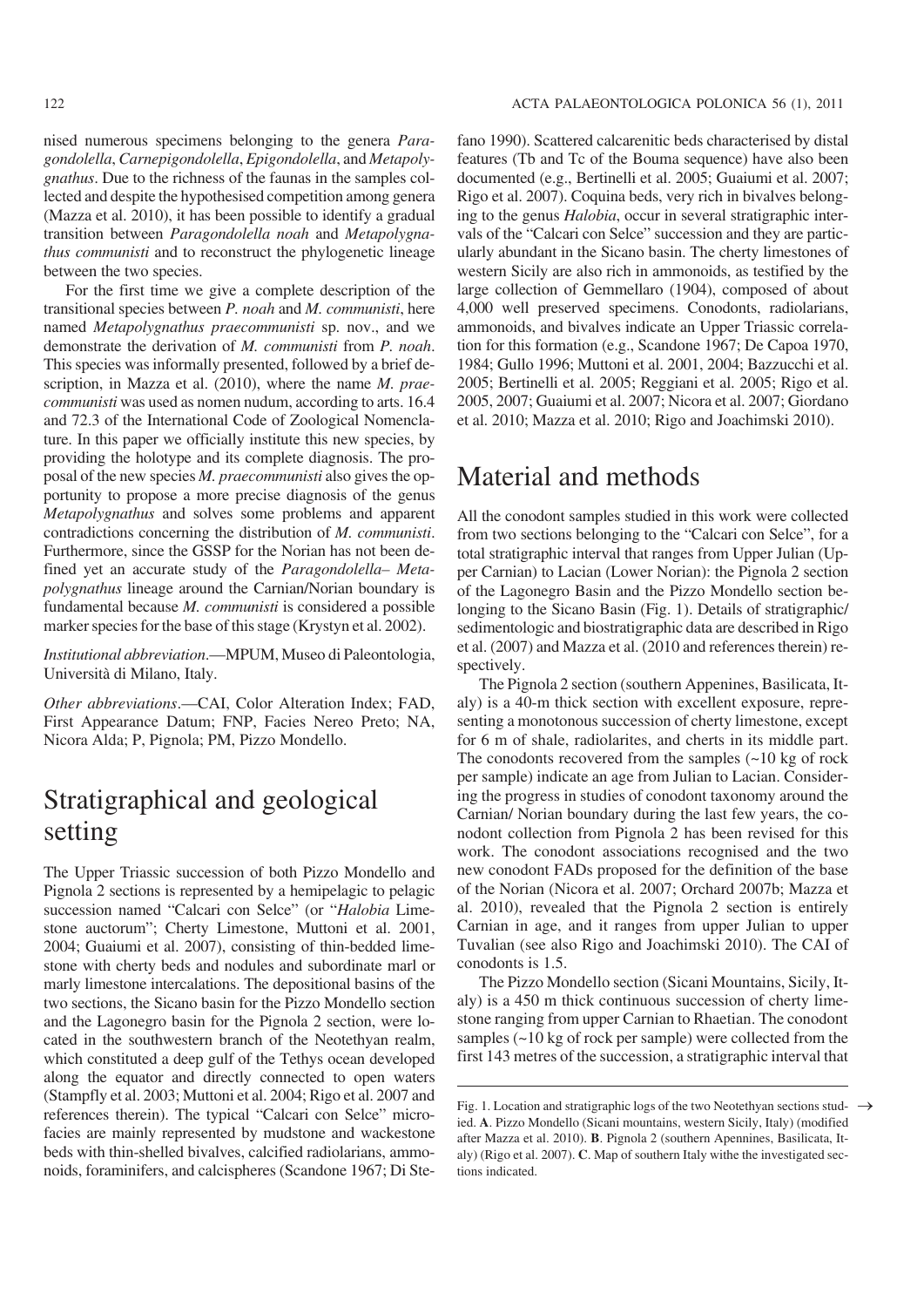nised numerous specimens belonging to the genera *Paragondolella*, *Carnepigondolella*, *Epigondolella*, and *Metapolygnathus*. Due to the richness of the faunas in the samples collected and despite the hypothesised competition among genera (Mazza et al. 2010), it has been possible to identify a gradual transition between *Paragondolella noah* and *Metapolygnathus communisti* and to reconstruct the phylogenetic lineage between the two species.

For the first time we give a complete description of the transitional species between *P. noah* and *M. communisti*, here named *Metapolygnathus praecommunisti* sp. nov., and we demonstrate the derivation of *M. communisti* from *P. noah*. This species was informally presented, followed by a brief description, in Mazza et al. (2010), where the name *M. praecommunisti* was used as nomen nudum, according to arts. 16.4 and 72.3 of the International Code of Zoological Nomenclature. In this paper we officially institute this new species, by providing the holotype and its complete diagnosis. The proposal of the new species *M. praecommunisti* also gives the opportunity to propose a more precise diagnosis of the genus *Metapolygnathus* and solves some problems and apparent contradictions concerning the distribution of *M. communisti*. Furthermore, since the GSSP for the Norian has not been defined yet an accurate study of the *Paragondolella*– *Metapolygnathus* lineage around the Carnian/Norian boundary is fundamental because *M. communisti* is considered a possible marker species for the base of this stage (Krystyn et al. 2002).

*Institutional abbreviation*.—MPUM, Museo di Paleontologia, Università di Milano, Italy.

*Other abbreviations*.—CAI, Color Alteration Index; FAD, First Appearance Datum; FNP, Facies Nereo Preto; NA, Nicora Alda; P, Pignola; PM, Pizzo Mondello.

# Stratigraphical and geological setting

The Upper Triassic succession of both Pizzo Mondello and Pignola 2 sections is represented by a hemipelagic to pelagic succession named "Calcari con Selce" (or "*Halobia* Limestone auctorum"; Cherty Limestone, Muttoni et al. 2001, 2004; Guaiumi et al. 2007), consisting of thin-bedded limestone with cherty beds and nodules and subordinate marl or marly limestone intercalations. The depositional basins of the two sections, the Sicano basin for the Pizzo Mondello section and the Lagonegro basin for the Pignola 2 section, were located in the southwestern branch of the Neotethyan realm, which constituted a deep gulf of the Tethys ocean developed along the equator and directly connected to open waters (Stampfly et al. 2003; Muttoni et al. 2004; Rigo et al. 2007 and references therein). The typical "Calcari con Selce" microfacies are mainly represented by mudstone and wackestone beds with thin-shelled bivalves, calcified radiolarians, ammonoids, foraminifers, and calcispheres (Scandone 1967; Di Stefano 1990). Scattered calcarenitic beds characterised by distal features (Tb and Tc of the Bouma sequence) have also been documented (e.g., Bertinelli et al. 2005; Guaiumi et al. 2007; Rigo et al. 2007). Coquina beds, very rich in bivalves belonging to the genus *Halobia*, occur in several stratigraphic intervals of the "Calcari con Selce" succession and they are particularly abundant in the Sicano basin. The cherty limestones of western Sicily are also rich in ammonoids, as testified by the large collection of Gemmellaro (1904), composed of about 4,000 well preserved specimens. Conodonts, radiolarians, ammonoids, and bivalves indicate an Upper Triassic correlation for this formation (e.g., Scandone 1967; De Capoa 1970, 1984; Gullo 1996; Muttoni et al. 2001, 2004; Bazzucchi et al. 2005; Bertinelli et al. 2005; Reggiani et al. 2005; Rigo et al. 2005, 2007; Guaiumi et al. 2007; Nicora et al. 2007; Giordano et al. 2010; Mazza et al. 2010; Rigo and Joachimski 2010).

# Material and methods

All the conodont samples studied in this work were collected from two sections belonging to the "Calcari con Selce", for a total stratigraphic interval that ranges from Upper Julian (Upper Carnian) to Lacian (Lower Norian): the Pignola 2 section of the Lagonegro Basin and the Pizzo Mondello section belonging to the Sicano Basin (Fig. 1). Details of stratigraphic/ sedimentologic and biostratigraphic data are described in Rigo et al. (2007) and Mazza et al. (2010 and references therein) respectively.

The Pignola 2 section (southern Appenines, Basilicata, Italy) is a 40-m thick section with excellent exposure, representing a monotonous succession of cherty limestone, except for 6 m of shale, radiolarites, and cherts in its middle part. The conodonts recovered from the samples (~10 kg of rock per sample) indicate an age from Julian to Lacian. Considering the progress in studies of conodont taxonomy around the Carnian/ Norian boundary during the last few years, the conodont collection from Pignola 2 has been revised for this work. The conodont associations recognised and the two new conodont FADs proposed for the definition of the base of the Norian (Nicora et al. 2007; Orchard 2007b; Mazza et al. 2010), revealed that the Pignola 2 section is entirely Carnian in age, and it ranges from upper Julian to upper Tuvalian (see also Rigo and Joachimski 2010). The CAI of conodonts is 1.5.

The Pizzo Mondello section (Sicani Mountains, Sicily, Italy) is a 450 m thick continuous succession of cherty limestone ranging from upper Carnian to Rhaetian. The conodont samples (~10 kg of rock per sample) were collected from the first 143 metres of the succession, a stratigraphic interval that

Fig. 1. Location and stratigraphic logs of the two Neotethyan sections studied. **A**. Pizzo Mondello (Sicani mountains, western Sicily, Italy) (modified after Mazza et al. 2010). **B**. Pignola 2 (southern Apennines, Basilicata, Italy) (Rigo et al. 2007). **C**. Map of southern Italy withe the investigated sections indicated. →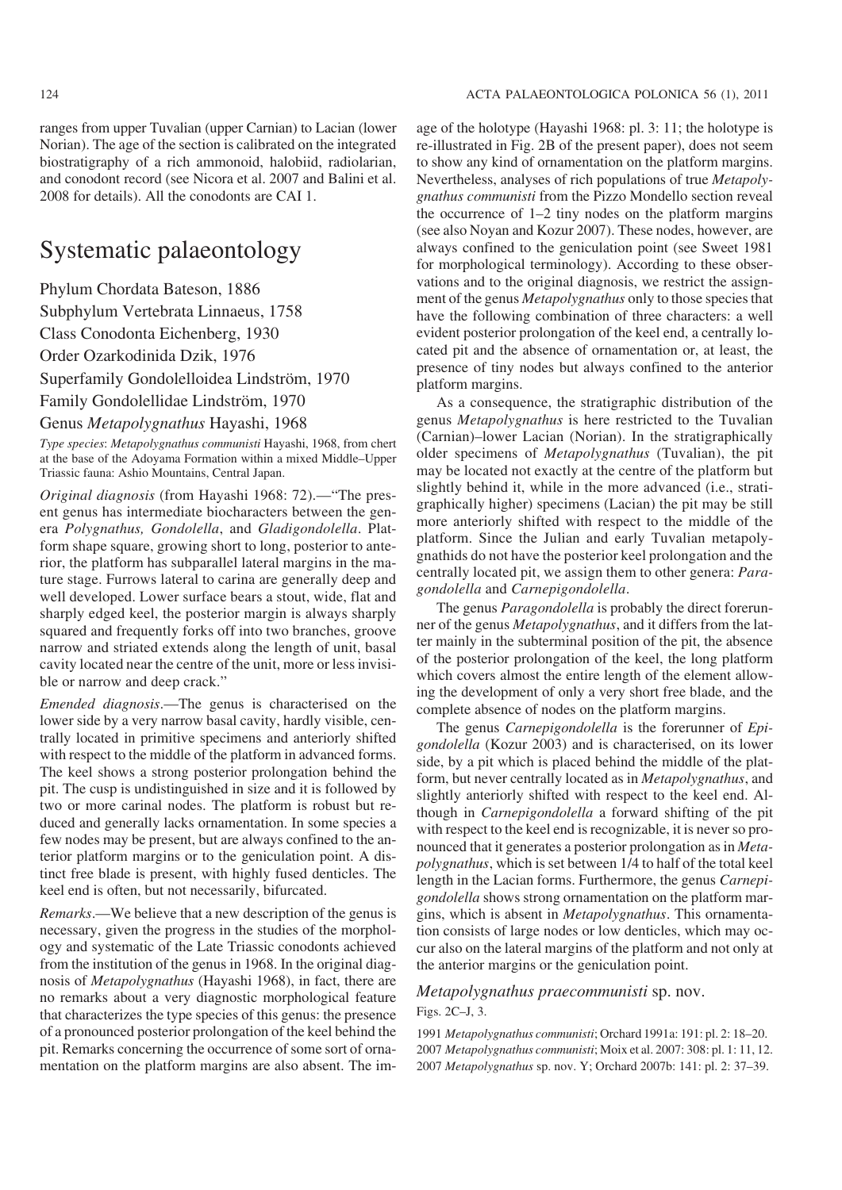ranges from upper Tuvalian (upper Carnian) to Lacian (lower Norian). The age of the section is calibrated on the integrated biostratigraphy of a rich ammonoid, halobiid, radiolarian, and conodont record (see Nicora et al. 2007 and Balini et al. 2008 for details). All the conodonts are CAI 1.

# Systematic palaeontology

Phylum Chordata Bateson, 1886

Subphylum Vertebrata Linnaeus, 1758

Class Conodonta Eichenberg, 1930

Order Ozarkodinida Dzik, 1976

Superfamily Gondolelloidea Lindström, 1970

Family Gondolellidae Lindström, 1970

Genus *Metapolygnathus* Hayashi, 1968

*Type species*: *Metapolygnathus communisti* Hayashi, 1968, from chert at the base of the Adoyama Formation within a mixed Middle–Upper Triassic fauna: Ashio Mountains, Central Japan.

*Original diagnosis* (from Hayashi 1968: 72).—"The present genus has intermediate biocharacters between the genera *Polygnathus, Gondolella*, and *Gladigondolella*. Platform shape square, growing short to long, posterior to anterior, the platform has subparallel lateral margins in the mature stage. Furrows lateral to carina are generally deep and well developed. Lower surface bears a stout, wide, flat and sharply edged keel, the posterior margin is always sharply squared and frequently forks off into two branches, groove narrow and striated extends along the length of unit, basal cavity located near the centre of the unit, more or less invisible or narrow and deep crack."

*Emended diagnosis*.—The genus is characterised on the lower side by a very narrow basal cavity, hardly visible, centrally located in primitive specimens and anteriorly shifted with respect to the middle of the platform in advanced forms. The keel shows a strong posterior prolongation behind the pit. The cusp is undistinguished in size and it is followed by two or more carinal nodes. The platform is robust but reduced and generally lacks ornamentation. In some species a few nodes may be present, but are always confined to the anterior platform margins or to the geniculation point. A distinct free blade is present, with highly fused denticles. The keel end is often, but not necessarily, bifurcated.

*Remarks*.—We believe that a new description of the genus is necessary, given the progress in the studies of the morphology and systematic of the Late Triassic conodonts achieved from the institution of the genus in 1968. In the original diagnosis of *Metapolygnathus* (Hayashi 1968), in fact, there are no remarks about a very diagnostic morphological feature that characterizes the type species of this genus: the presence of a pronounced posterior prolongation of the keel behind the pit. Remarks concerning the occurrence of some sort of ornamentation on the platform margins are also absent. The image of the holotype (Hayashi 1968: pl. 3: 11; the holotype is re-illustrated in Fig. 2B of the present paper), does not seem to show any kind of ornamentation on the platform margins. Nevertheless, analyses of rich populations of true *Metapolygnathus communisti* from the Pizzo Mondello section reveal the occurrence of 1–2 tiny nodes on the platform margins (see also Noyan and Kozur 2007). These nodes, however, are always confined to the geniculation point (see Sweet 1981 for morphological terminology). According to these observations and to the original diagnosis, we restrict the assignment of the genus *Metapolygnathus* only to those species that have the following combination of three characters: a well evident posterior prolongation of the keel end, a centrally located pit and the absence of ornamentation or, at least, the presence of tiny nodes but always confined to the anterior platform margins.

As a consequence, the stratigraphic distribution of the genus *Metapolygnathus* is here restricted to the Tuvalian (Carnian)–lower Lacian (Norian). In the stratigraphically older specimens of *Metapolygnathus* (Tuvalian), the pit may be located not exactly at the centre of the platform but slightly behind it, while in the more advanced (i.e., stratigraphically higher) specimens (Lacian) the pit may be still more anteriorly shifted with respect to the middle of the platform. Since the Julian and early Tuvalian metapolygnathids do not have the posterior keel prolongation and the centrally located pit, we assign them to other genera: *Paragondolella* and *Carnepigondolella*.

The genus *Paragondolella* is probably the direct forerunner of the genus *Metapolygnathus*, and it differs from the latter mainly in the subterminal position of the pit, the absence of the posterior prolongation of the keel, the long platform which covers almost the entire length of the element allowing the development of only a very short free blade, and the complete absence of nodes on the platform margins.

The genus *Carnepigondolella* is the forerunner of *Epigondolella* (Kozur 2003) and is characterised, on its lower side, by a pit which is placed behind the middle of the platform, but never centrally located as in *Metapolygnathus*, and slightly anteriorly shifted with respect to the keel end. Although in *Carnepigondolella* a forward shifting of the pit with respect to the keel end is recognizable, it is never so pronounced that it generates a posterior prolongation as in *Metapolygnathus*, which is set between 1/4 to half of the total keel length in the Lacian forms. Furthermore, the genus *Carnepigondolella* shows strong ornamentation on the platform margins, which is absent in *Metapolygnathus*. This ornamentation consists of large nodes or low denticles, which may occur also on the lateral margins of the platform and not only at the anterior margins or the geniculation point.

### *Metapolygnathus praecommunisti* sp. nov.

Figs. 2C–J, 3.

1991 *Metapolygnathus communisti*; Orchard 1991a: 191: pl. 2: 18–20.

2007 *Metapolygnathus communisti*; Moix et al. 2007: 308: pl. 1: 11, 12.

2007 *Metapolygnathus* sp. nov. Y; Orchard 2007b: 141: pl. 2: 37–39.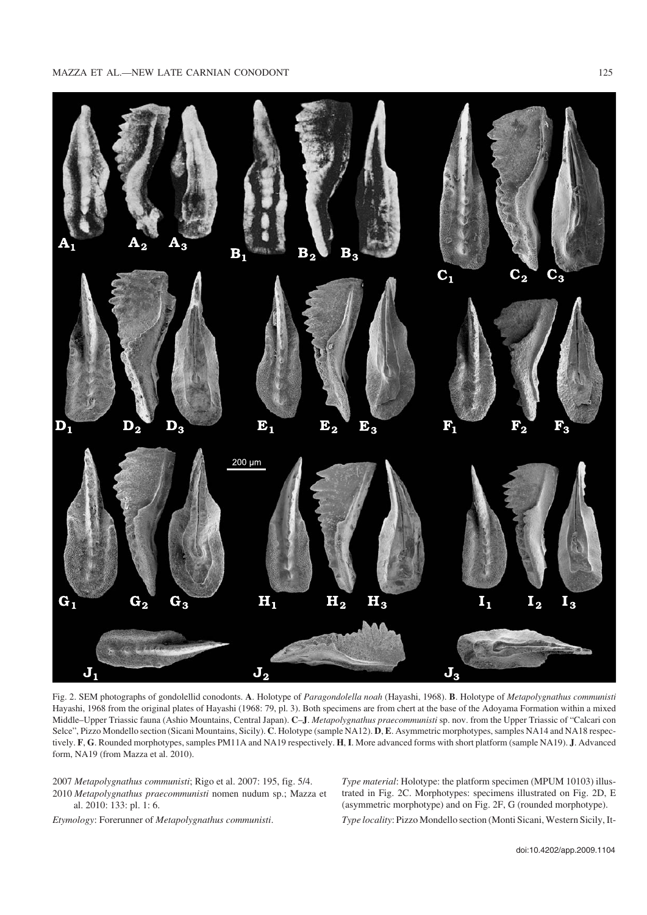Fig. 2. SEM photographs of gondolellid conodonts. **A**. Holotype of *Paragondolella noah* (Hayashi, 1968). **B**. Holotype of *Metapolygnathus communisti* Hayashi, 1968 from the original plates of Hayashi (1968: 79, pl. 3). Both specimens are from chert at the base of the Adoyama Formation within a mixed Middle–Upper Triassic fauna (Ashio Mountains, Central Japan). **C**–**J**. *Metapolygnathus praecommunisti* sp. nov. from the Upper Triassic of "Calcari con Selce", Pizzo Mondello section (Sicani Mountains, Sicily). **C**. Holotype (sample NA12). **D**, **E**. Asymmetric morphotypes, samples NA14 and NA18 respectively. **F**, **G**. Rounded morphotypes, samples PM11A and NA19 respectively. **H**, **I**. More advanced forms with short platform (sample NA19). **J**. Advanced form, NA19 (from Mazza et al. 2010).

2007 *Metapolygnathus communisti*; Rigo et al. 2007: 195, fig. 5/4.

2010 *Metapolygnathus praecommunisti* nomen nudum sp.; Mazza et al. 2010: 133: pl. 1: 6.

*Etymology*: Forerunner of *Metapolygnathus communisti*.

*Type material*: Holotype: the platform specimen (MPUM 10103) illustrated in Fig. 2C. Morphotypes: specimens illustrated on Fig. 2D, E (asymmetric morphotype) and on Fig. 2F, G (rounded morphotype).

*Type locality*: Pizzo Mondello section (Monti Sicani, Western Sicily, It-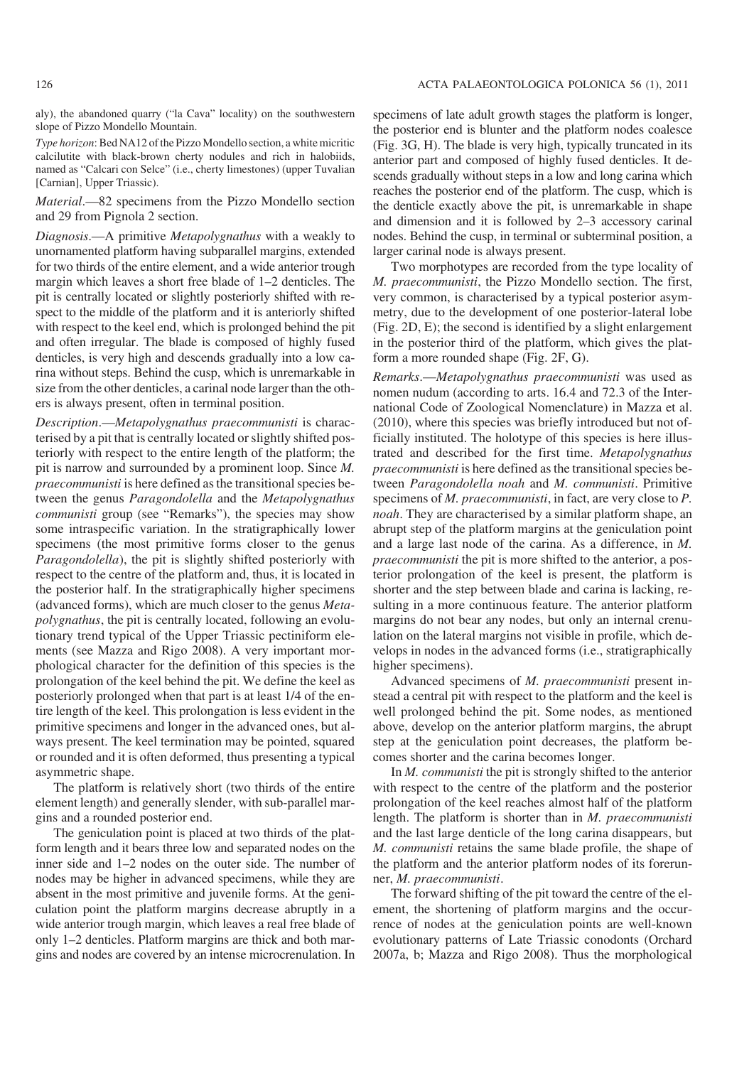aly), the abandoned quarry ("la Cava" locality) on the southwestern slope of Pizzo Mondello Mountain.

*Type horizon*: Bed NA12 of the Pizzo Mondello section, a white micritic calcilutite with black-brown cherty nodules and rich in halobiids, named as "Calcari con Selce" (i.e., cherty limestones) (upper Tuvalian [Carnian], Upper Triassic).

*Material*.—82 specimens from the Pizzo Mondello section and 29 from Pignola 2 section.

*Diagnosis*.—A primitive *Metapolygnathus* with a weakly to unornamented platform having subparallel margins, extended for two thirds of the entire element, and a wide anterior trough margin which leaves a short free blade of 1–2 denticles. The pit is centrally located or slightly posteriorly shifted with respect to the middle of the platform and it is anteriorly shifted with respect to the keel end, which is prolonged behind the pit and often irregular. The blade is composed of highly fused denticles, is very high and descends gradually into a low carina without steps. Behind the cusp, which is unremarkable in size from the other denticles, a carinal node larger than the others is always present, often in terminal position.

*Description*.—*Metapolygnathus praecommunisti* is characterised by a pit that is centrally located or slightly shifted posteriorly with respect to the entire length of the platform; the pit is narrow and surrounded by a prominent loop. Since *M. praecommunisti* is here defined as the transitional species between the genus *Paragondolella* and the *Metapolygnathus communisti* group (see "Remarks"), the species may show some intraspecific variation. In the stratigraphically lower specimens (the most primitive forms closer to the genus *Paragondolella*), the pit is slightly shifted posteriorly with respect to the centre of the platform and, thus, it is located in the posterior half. In the stratigraphically higher specimens (advanced forms), which are much closer to the genus *Metapolygnathus*, the pit is centrally located, following an evolutionary trend typical of the Upper Triassic pectiniform elements (see Mazza and Rigo 2008). A very important morphological character for the definition of this species is the prolongation of the keel behind the pit. We define the keel as posteriorly prolonged when that part is at least 1/4 of the entire length of the keel. This prolongation is less evident in the primitive specimens and longer in the advanced ones, but always present. The keel termination may be pointed, squared or rounded and it is often deformed, thus presenting a typical asymmetric shape.

The platform is relatively short (two thirds of the entire element length) and generally slender, with sub-parallel margins and a rounded posterior end.

The geniculation point is placed at two thirds of the platform length and it bears three low and separated nodes on the inner side and 1–2 nodes on the outer side. The number of nodes may be higher in advanced specimens, while they are absent in the most primitive and juvenile forms. At the geniculation point the platform margins decrease abruptly in a wide anterior trough margin, which leaves a real free blade of only 1–2 denticles. Platform margins are thick and both margins and nodes are covered by an intense microcrenulation. In specimens of late adult growth stages the platform is longer, the posterior end is blunter and the platform nodes coalesce (Fig. 3G, H). The blade is very high, typically truncated in its anterior part and composed of highly fused denticles. It descends gradually without steps in a low and long carina which reaches the posterior end of the platform. The cusp, which is the denticle exactly above the pit, is unremarkable in shape and dimension and it is followed by 2–3 accessory carinal nodes. Behind the cusp, in terminal or subterminal position, a larger carinal node is always present.

Two morphotypes are recorded from the type locality of *M. praecommunisti*, the Pizzo Mondello section. The first, very common, is characterised by a typical posterior asymmetry, due to the development of one posterior-lateral lobe (Fig. 2D, E); the second is identified by a slight enlargement in the posterior third of the platform, which gives the platform a more rounded shape (Fig. 2F, G).

*Remarks*.—*Metapolygnathus praecommunisti* was used as nomen nudum (according to arts. 16.4 and 72.3 of the International Code of Zoological Nomenclature) in Mazza et al. (2010), where this species was briefly introduced but not officially instituted. The holotype of this species is here illustrated and described for the first time. *Metapolygnathus praecommunisti* is here defined as the transitional species between *Paragondolella noah* and *M. communisti*. Primitive specimens of *M. praecommunisti*, in fact, are very close to *P. noah*. They are characterised by a similar platform shape, an abrupt step of the platform margins at the geniculation point and a large last node of the carina. As a difference, in *M. praecommunisti* the pit is more shifted to the anterior, a posterior prolongation of the keel is present, the platform is shorter and the step between blade and carina is lacking, resulting in a more continuous feature. The anterior platform margins do not bear any nodes, but only an internal crenulation on the lateral margins not visible in profile, which develops in nodes in the advanced forms (i.e., stratigraphically higher specimens).

Advanced specimens of *M. praecommunisti* present instead a central pit with respect to the platform and the keel is well prolonged behind the pit. Some nodes, as mentioned above, develop on the anterior platform margins, the abrupt step at the geniculation point decreases, the platform becomes shorter and the carina becomes longer.

In *M. communisti* the pit is strongly shifted to the anterior with respect to the centre of the platform and the posterior prolongation of the keel reaches almost half of the platform length. The platform is shorter than in *M. praecommunisti* and the last large denticle of the long carina disappears, but *M. communisti* retains the same blade profile, the shape of the platform and the anterior platform nodes of its forerunner, *M. praecommunisti*.

The forward shifting of the pit toward the centre of the element, the shortening of platform margins and the occurrence of nodes at the geniculation points are well-known evolutionary patterns of Late Triassic conodonts (Orchard 2007a, b; Mazza and Rigo 2008). Thus the morphological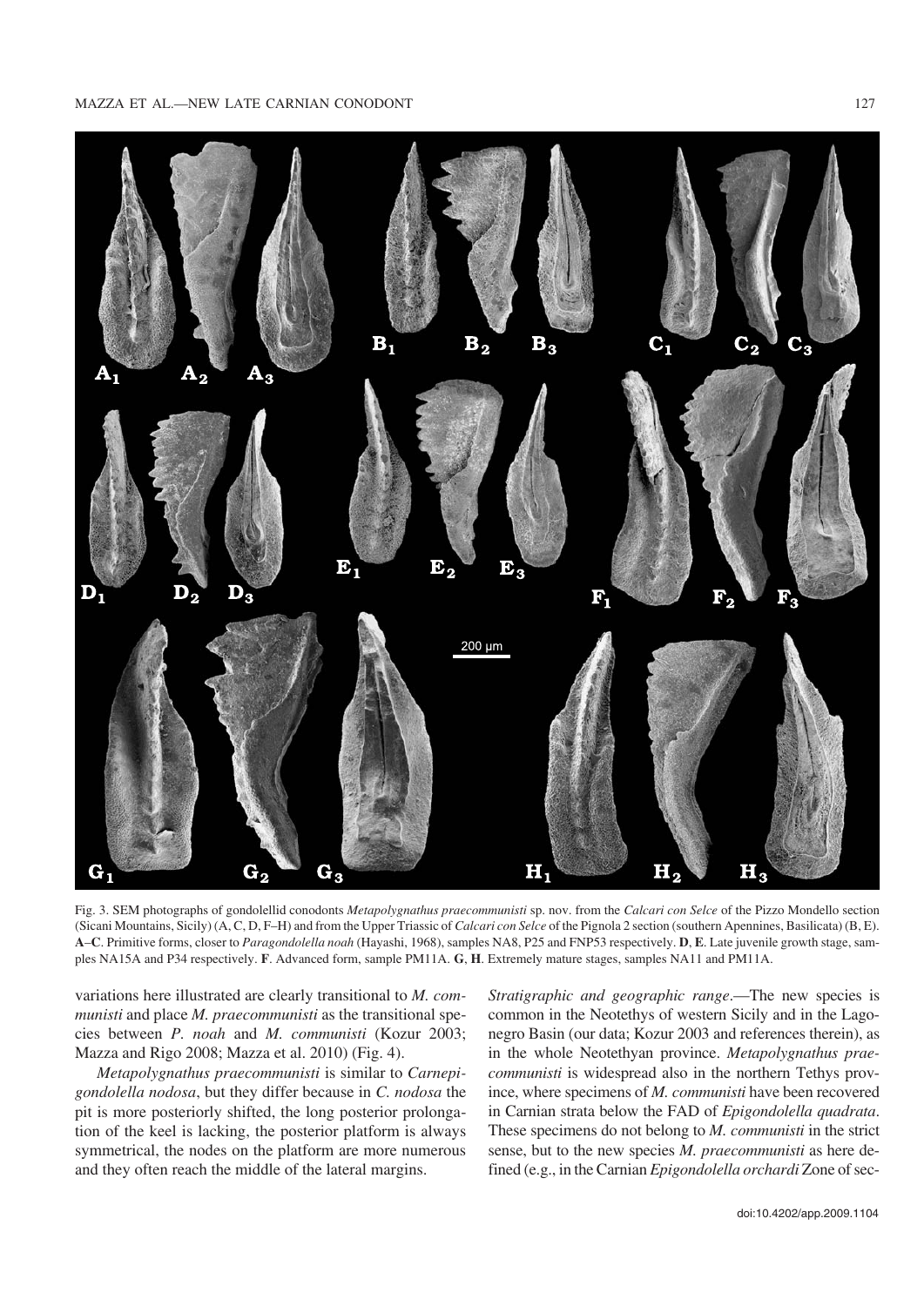Fig. 3. SEM photographs of gondolellid conodonts *Metapolygnathus praecommunisti* sp. nov. from the *Calcari con Selce* of the Pizzo Mondello section (Sicani Mountains, Sicily) (A, C, D, F–H) and from the Upper Triassic of *Calcari con Selce* of the Pignola 2 section (southern Apennines, Basilicata) (B, E). **A**–**C**. Primitive forms, closer to *Paragondolella noah* (Hayashi, 1968), samples NA8, P25 and FNP53 respectively. **D**, **E**. Late juvenile growth stage, samples NA15A and P34 respectively. **F**. Advanced form, sample PM11A. **G**, **H**. Extremely mature stages, samples NA11 and PM11A.

variations here illustrated are clearly transitional to *M. communisti* and place *M. praecommunisti* as the transitional species between *P. noah* and *M. communisti* (Kozur 2003; Mazza and Rigo 2008; Mazza et al. 2010) (Fig. 4).

*Metapolygnathus praecommunisti* is similar to *Carnepigondolella nodosa*, but they differ because in *C. nodosa* the pit is more posteriorly shifted, the long posterior prolongation of the keel is lacking, the posterior platform is always symmetrical, the nodes on the platform are more numerous and they often reach the middle of the lateral margins.

*Stratigraphic and geographic range*.—The new species is common in the Neotethys of western Sicily and in the Lagonegro Basin (our data; Kozur 2003 and references therein), as in the whole Neotethyan province. *Metapolygnathus praecommunisti* is widespread also in the northern Tethys province, where specimens of *M. communisti* have been recovered in Carnian strata below the FAD of *Epigondolella quadrata*. These specimens do not belong to *M. communisti* in the strict sense, but to the new species *M. praecommunisti* as here defined (e.g., in the Carnian *Epigondolella orchardi* Zone of sec-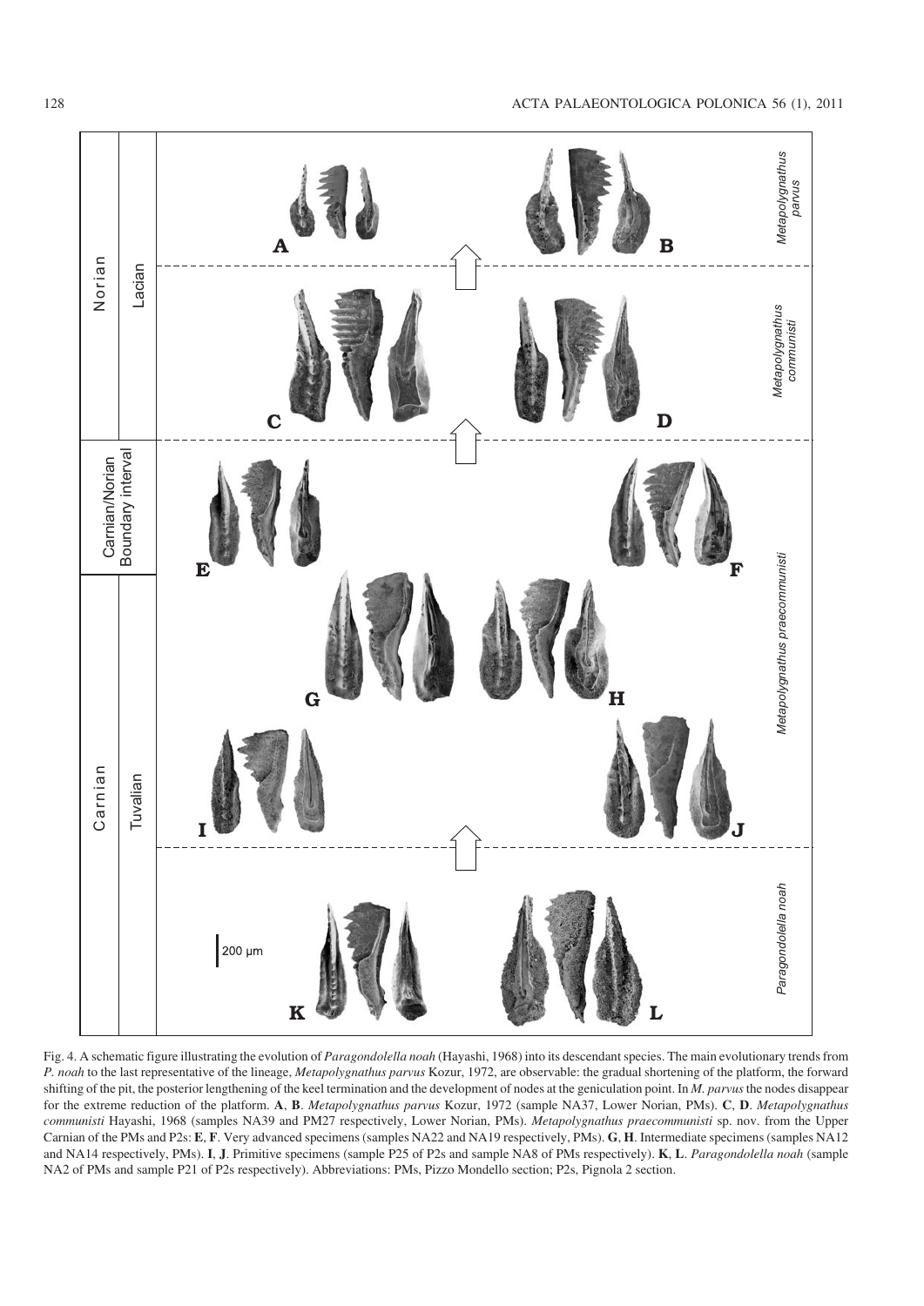Fig. 4. A schematic figure illustrating the evolution of *Paragondolella noah* (Hayashi, 1968) into its descendant species. The main evolutionary trends from *P. noah* to the last representative of the lineage, *Metapolygnathus parvus* Kozur, 1972, are observable: the gradual shortening of the platform, the forward shifting of the pit, the posterior lengthening of the keel termination and the development of nodes at the geniculation point. In *M. parvus* the nodes disappear for the extreme reduction of the platform. **A**, **B**. *Metapolygnathus parvus* Kozur, 1972 (sample NA37, Lower Norian, PMs). **C**, **D**. *Metapolygnathus communisti* Hayashi, 1968 (samples NA39 and PM27 respectively, Lower Norian, PMs). *Metapolygnathus praecommunisti* sp. nov. from the Upper Carnian of the PMs and P2s: **E**, **F**. Very advanced specimens (samples NA22 and NA19 respectively, PMs). **G**, **H**. Intermediate specimens (samples NA12 and NA14 respectively, PMs). **I**, **J**. Primitive specimens (sample P25 of P2s and sample NA8 of PMs respectively). **K**, **L**. *Paragondolella noah* (sample NA2 of PMs and sample P21 of P2s respectively). Abbreviations: PMs, Pizzo Mondello section; P2s, Pignola 2 section.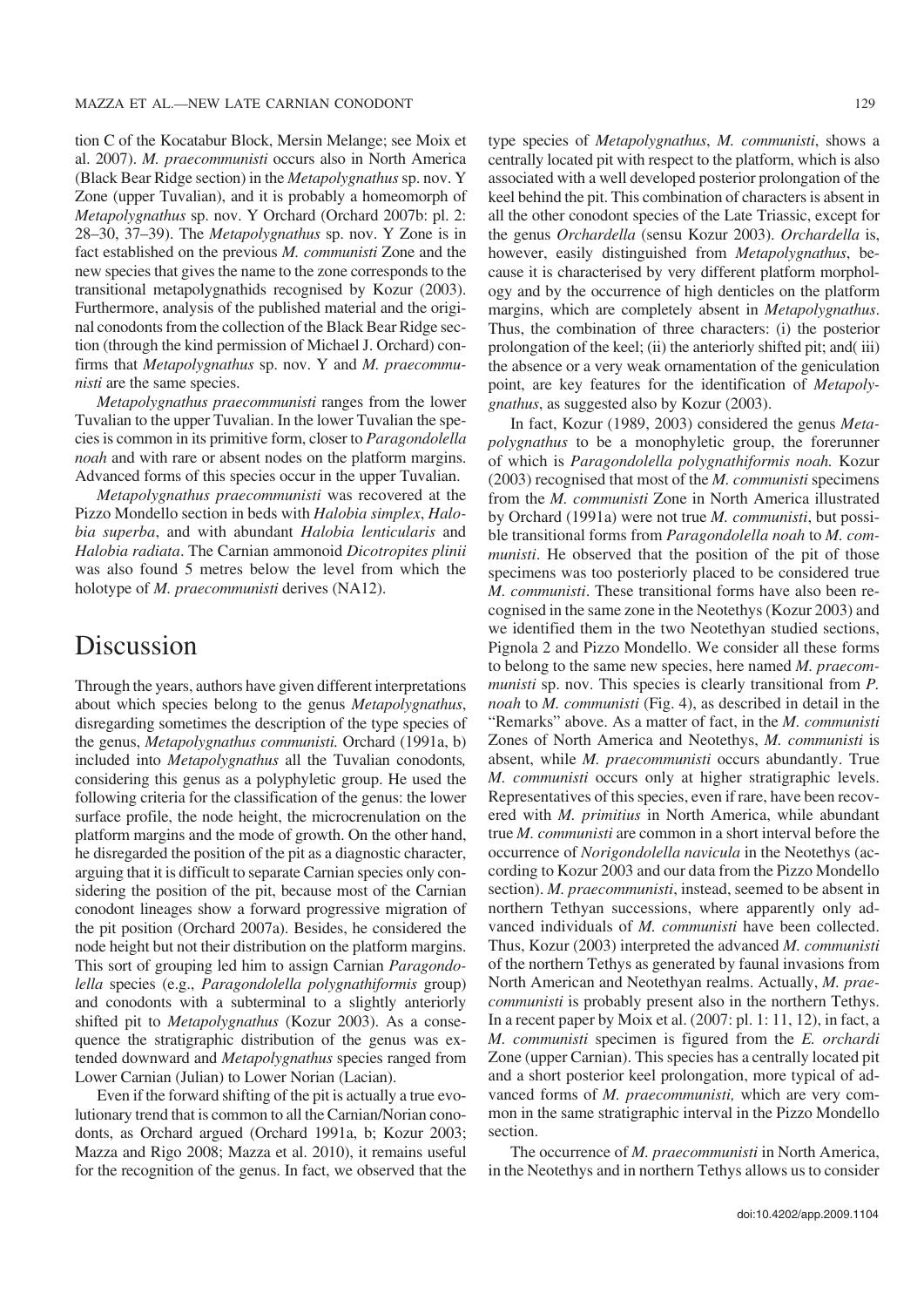tion C of the Kocatabur Block, Mersin Melange; see Moix et al. 2007). *M. praecommunisti* occurs also in North America (Black Bear Ridge section) in the *Metapolygnathus* sp. nov. Y Zone (upper Tuvalian), and it is probably a homeomorph of *Metapolygnathus* sp. nov. Y Orchard (Orchard 2007b: pl. 2: 28–30, 37–39). The *Metapolygnathus* sp. nov. Y Zone is in fact established on the previous *M. communisti* Zone and the new species that gives the name to the zone corresponds to the transitional metapolygnathids recognised by Kozur (2003). Furthermore, analysis of the published material and the original conodonts from the collection of the Black Bear Ridge section (through the kind permission of Michael J. Orchard) confirms that *Metapolygnathus* sp. nov. Y and *M. praecommunisti* are the same species.

*Metapolygnathus praecommunisti* ranges from the lower Tuvalian to the upper Tuvalian. In the lower Tuvalian the species is common in its primitive form, closer to *Paragondolella noah* and with rare or absent nodes on the platform margins. Advanced forms of this species occur in the upper Tuvalian.

*Metapolygnathus praecommunisti* was recovered at the Pizzo Mondello section in beds with *Halobia simplex*, *Halobia superba*, and with abundant *Halobia lenticularis* and *Halobia radiata*. The Carnian ammonoid *Dicotropites plinii* was also found 5 metres below the level from which the holotype of *M. praecommunisti* derives (NA12).

## Discussion

Through the years, authors have given different interpretations about which species belong to the genus *Metapolygnathus*, disregarding sometimes the description of the type species of the genus, *Metapolygnathus communisti.* Orchard (1991a, b) included into *Metapolygnathus* all the Tuvalian conodonts*,* considering this genus as a polyphyletic group. He used the following criteria for the classification of the genus: the lower surface profile, the node height, the microcrenulation on the platform margins and the mode of growth. On the other hand, he disregarded the position of the pit as a diagnostic character, arguing that it is difficult to separate Carnian species only considering the position of the pit, because most of the Carnian conodont lineages show a forward progressive migration of the pit position (Orchard 2007a). Besides, he considered the node height but not their distribution on the platform margins. This sort of grouping led him to assign Carnian *Paragondolella* species (e.g., *Paragondolella polygnathiformis* group) and conodonts with a subterminal to a slightly anteriorly shifted pit to *Metapolygnathus* (Kozur 2003). As a consequence the stratigraphic distribution of the genus was extended downward and *Metapolygnathus* species ranged from Lower Carnian (Julian) to Lower Norian (Lacian).

Even if the forward shifting of the pit is actually a true evolutionary trend that is common to all the Carnian/Norian conodonts, as Orchard argued (Orchard 1991a, b; Kozur 2003; Mazza and Rigo 2008; Mazza et al. 2010), it remains useful for the recognition of the genus. In fact, we observed that the type species of *Metapolygnathus*, *M. communisti*, shows a centrally located pit with respect to the platform, which is also associated with a well developed posterior prolongation of the keel behind the pit. This combination of characters is absent in all the other conodont species of the Late Triassic, except for the genus *Orchardella* (sensu Kozur 2003). *Orchardella* is, however, easily distinguished from *Metapolygnathus*, because it is characterised by very different platform morphology and by the occurrence of high denticles on the platform margins, which are completely absent in *Metapolygnathus*. Thus, the combination of three characters: (i) the posterior prolongation of the keel; (ii) the anteriorly shifted pit; and( iii) the absence or a very weak ornamentation of the geniculation point, are key features for the identification of *Metapolygnathus*, as suggested also by Kozur (2003).

In fact, Kozur (1989, 2003) considered the genus *Metapolygnathus* to be a monophyletic group, the forerunner of which is *Paragondolella polygnathiformis noah.* Kozur (2003) recognised that most of the *M. communisti* specimens from the *M. communisti* Zone in North America illustrated by Orchard (1991a) were not true *M. communisti*, but possible transitional forms from *Paragondolella noah* to *M. communisti*. He observed that the position of the pit of those specimens was too posteriorly placed to be considered true *M. communisti*. These transitional forms have also been recognised in the same zone in the Neotethys (Kozur 2003) and we identified them in the two Neotethyan studied sections, Pignola 2 and Pizzo Mondello. We consider all these forms to belong to the same new species, here named *M. praecommunisti* sp. nov. This species is clearly transitional from *P. noah* to *M. communisti* (Fig. 4), as described in detail in the "Remarks" above. As a matter of fact, in the *M. communisti* Zones of North America and Neotethys, *M. communisti* is absent, while *M. praecommunisti* occurs abundantly. True *M. communisti* occurs only at higher stratigraphic levels. Representatives of this species, even if rare, have been recovered with *M. primitius* in North America, while abundant true *M. communisti* are common in a short interval before the occurrence of *Norigondolella navicula* in the Neotethys (according to Kozur 2003 and our data from the Pizzo Mondello section). *M. praecommunisti*, instead, seemed to be absent in northern Tethyan successions, where apparently only advanced individuals of *M. communisti* have been collected. Thus, Kozur (2003) interpreted the advanced *M. communisti* of the northern Tethys as generated by faunal invasions from North American and Neotethyan realms. Actually, *M. praecommunisti* is probably present also in the northern Tethys. In a recent paper by Moix et al. (2007: pl. 1: 11, 12), in fact, a *M. communisti* specimen is figured from the *E. orchardi* Zone (upper Carnian). This species has a centrally located pit and a short posterior keel prolongation, more typical of advanced forms of *M. praecommunisti,* which are very common in the same stratigraphic interval in the Pizzo Mondello section.

The occurrence of *M. praecommunisti* in North America, in the Neotethys and in northern Tethys allows us to consider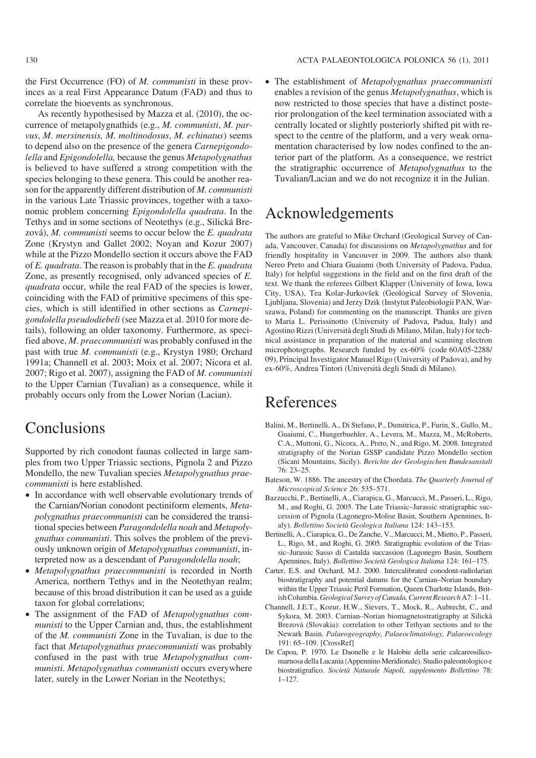the First Occurrence (FO) of *M. communisti* in these provinces as a real First Appearance Datum (FAD) and thus to correlate the bioevents as synchronous.

As recently hypothesised by Mazza et al. (2010), the occurrence of metapolygnathids (e.g., *M. communisti*, *M. parvus*, *M. mersinensis, M. moltinodosus*, *M. echinatus*) seems to depend also on the presence of the genera *Carnepigondolella* and *Epigondolella,* because the genus *Metapolygnathus* is believed to have suffered a strong competition with the species belonging to these genera. This could be another reason for the apparently different distribution of *M. communisti* in the various Late Triassic provinces, together with a taxonomic problem concerning *Epigondolella quadrata*. In the Tethys and in some sections of Neotethys (e.g., Silická Brezová), *M. communisti* seems to occur below the *E. quadrata* Zone (Krystyn and Gallet 2002; Noyan and Kozur 2007) while at the Pizzo Mondello section it occurs above the FAD of *E. quadrata*. The reason is probably that in the *E. quadrata* Zone, as presently recognised, only advanced species of *E. quadrata* occur, while the real FAD of the species is lower, coinciding with the FAD of primitive specimens of this species, which is still identified in other sections as *Carnepigondolella pseudodiebeli* (see Mazza et al. 2010 for more details), following an older taxonomy. Furthermore, as specified above, *M. praecommunisti* was probably confused in the past with true *M. communisti* (e.g., Krystyn 1980; Orchard 1991a; Channell et al. 2003; Moix et al. 2007; Nicora et al. 2007; Rigo et al. 2007), assigning the FAD of *M. communisti* to the Upper Carnian (Tuvalian) as a consequence, while it probably occurs only from the Lower Norian (Lacian).

# Conclusions

Supported by rich conodont faunas collected in large samples from two Upper Triassic sections, Pignola 2 and Pizzo Mondello, the new Tuvalian species *Metapolygnathus praecommunisti* is here established.

- In accordance with well observable evolutionary trends of the Carnian/Norian conodont pectiniform elements, *Metapolygnathus praecommunisti* can be considered the transitional species between *Paragondolella noah* and *Metapolygnathus communisti*. This solves the problem of the previously unknown origin of *Metapolygnathus communisti*, interpreted now as a descendant of *Paragondolella noah*;
- *Metapolygnathus praecommunisti* is recorded in North America, northern Tethys and in the Neotethyan realm; because of this broad distribution it can be used as a guide taxon for global correlations;
- The assignment of the FAD of *Metapolygnathus communisti* to the Upper Carnian and, thus, the establishment of the *M. communisti* Zone in the Tuvalian, is due to the fact that *Metapolygnathus praecommunisti* was probably confused in the past with true *Metapolygnathus communisti*. *Metapolygnathus communisti* occurs everywhere later, surely in the Lower Norian in the Neotethys;
- The establishment of *Metapolygnathus praecommunisti* enables a revision of the genus *Metapolygnathus*, which is now restricted to those species that have a distinct posterior prolongation of the keel termination associated with a centrally located or slightly posteriorly shifted pit with respect to the centre of the platform, and a very weak ornamentation characterised by low nodes confined to the anterior part of the platform. As a consequence, we restrict the stratigraphic occurrence of *Metapolygnathus* to the Tuvalian/Lacian and we do not recognize it in the Julian.

# Acknowledgements

The authors are grateful to Mike Orchard (Geological Survey of Canada, Vancouver, Canada) for discussions on *Metapolygnathus* and for friendly hospitality in Vancouver in 2009. The authors also thank Nereo Preto and Chiara Guaiumi (both University of Padova, Padua, Italy) for helpful suggestions in the field and on the first draft of the text. We thank the referees Gilbert Klapper (University of Iowa, Iowa City, USA), Tea Kolar-Jurkovšek (Geological Survey of Slovenia, Ljubljana, Slovenia) and Jerzy Dzik (Instytut Paleobiologii PAN, Warszawa, Poland) for commenting on the manuscript. Thanks are given to Maria L. Perissinotto (University of Padova, Padua, Italy) and Agostino Rizzi (Università degli Studi di Milano, Milan, Italy) for technical assistance in preparation of the material and scanning electron microphotographs. Research funded by ex-60% (code 60A05-2288/09), Principal Investigator Manuel Rigo (University of Padova), and by ex-60%, Andrea Tintori (Università degli Studi di Milano).

# References

Balini, M., Bertinelli, A., Di Stefano, P., Dumitrica, P., Furin, S., Gullo, M., Guaiumi, C., Hungerbuehler, A., Levera, M., Mazza, M., McRoberts, C.A., Muttoni, G., Nicora, A., Preto, N., and Rigo, M. 2008. Integrated stratigraphy of the Norian GSSP candidate Pizzo Mondello section (Sicani Mountains, Sicily). *Berichte der Geologischen Bundesanstalt* 76: 23–25.

Bateson, W. 1886. The ancestry of the Chordata. *The Quarterly Journal of Microscopical Science* 26: 535–571.

Bazzucchi, P., Bertinelli, A., Ciarapica, G., Marcucci, M., Passeri, L., Rigo, M., and Roghi, G. 2005. The Late Triassic–Jurassic stratigraphic succession of Pignola (Lagonegro-Molise Basin, Southern Apennines, Italy). *Bollettino Società Geologica Italiana* 124: 143–153.

Bertinelli, A., Ciarapica, G., De Zanche, V., Marcucci, M., Mietto, P., Passeri, L., Rigo, M., and Roghi, G. 2005. Stratigraphic evolution of the Triassic–Jurassic Sasso di Castalda succession (Lagonegro Basin, Southern Apennines, Italy). *Bollettino Società Geologica Italiana* 124: 161–175.

Carter, E.S. and Orchard, M.J. 2000. Intercalibrated conodont-radiolarian biostratigraphy and potential datums for the Carnian–Norian boundary within the Upper Triassic Peril Formation, Queen Charlotte Islands, British Columbia. *Geological Survey of Canada, Current Research* A7: 1–11.

Channell, J.E.T., Kozur, H.W., Sievers, T., Mock, R., Aubrecht, C., and Sykora, M. 2003. Carnian–Norian biomagnetostratigraphy at Silickà Brezovà (Slovakia): correlation to other Tethyan sections and to the Newark Basin. *Palaeogeography, Palaeoclimatology, Palaeoecology* 191: 65–109. [CrossRef]

De Capoa, P. 1970. Le Daonelle e le Halobie della serie calcareosilico-marnosa della Lucania (Appennino Meridionale). Studio paleontologico e biostratigrafico. *Società Naturale Napoli, supplemento Bollettino* 78: 1–127.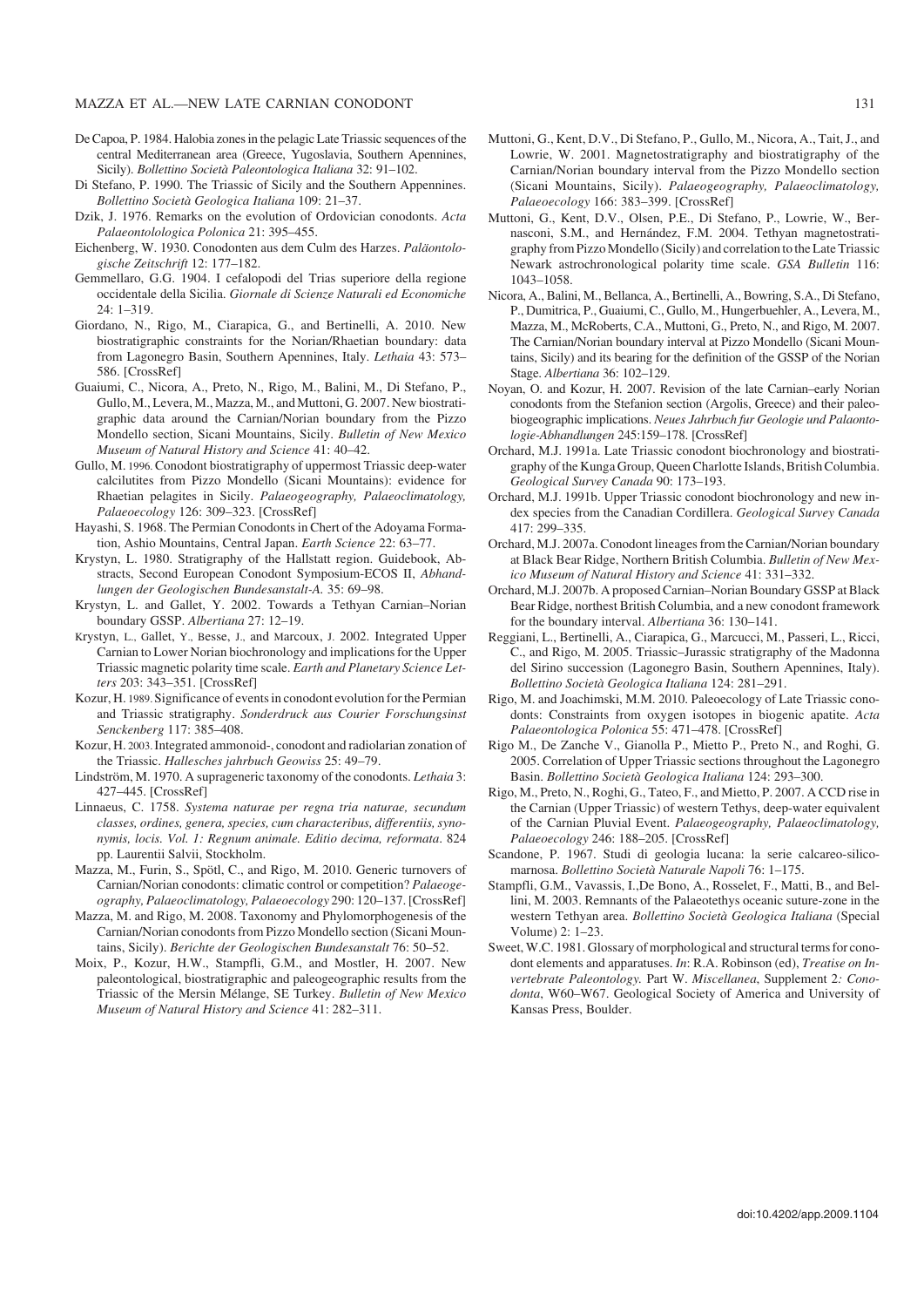De Capoa, P. 1984. Halobia zones in the pelagic Late Triassic sequences of the central Mediterranean area (Greece, Yugoslavia, Southern Apennines, Sicily). *Bollettino Società Paleontologica Italiana* 32: 91–102.

Di Stefano, P. 1990. The Triassic of Sicily and the Southern Appennines. *Bollettino Società Geologica Italiana* 109: 21–37.

Dzik, J. 1976. Remarks on the evolution of Ordovician conodonts. *Acta Palaeontolological Polonica* 21: 395–455.

Eichenberg, W. 1930. Conodonten aus dem Culm des Harzes. *Paläontologische Zeitschrift* 12: 177–182.

Gemmellaro, G.G. 1904. I cefalopodi del Trias superiore della regione occidentale della Sicilia. *Giornale di Scienze Naturali ed Economiche* 24: 1–319.

Giordano, N., Rigo, M., Ciarapica, G., and Bertinelli, A. 2010. New biostratigraphic constraints for the Norian/Rhaetian boundary: data from Lagonegro Basin, Southern Apennines, Italy. *Lethaia* 43: 573–586. [CrossRef]

Guaiumi, C., Nicora, A., Preto, N., Rigo, M., Balini, M., Di Stefano, P., Gullo, M., Levera, M., Mazza, M., and Muttoni, G. 2007. New biostratigraphic data around the Carnian/Norian boundary from the Pizzo Mondello section, Sicani Mountains, Sicily. *Bulletin of New Mexico Museum of Natural History and Science* 41: 40–42.

Gullo, M. 1996. Conodont biostratigraphy of uppermost Triassic deep-water calcilutites from Pizzo Mondello (Sicani Mountains): evidence for Rhaetian pelagites in Sicily. *Palaeogeography, Palaeoclimatology, Palaeoecology* 126: 309–323. [CrossRef]

Hayashi, S. 1968. The Permian Conodonts in Chert of the Adoyama Formation, Ashio Mountains, Central Japan. *Earth Science* 22: 63–77.

Krystyn, L. 1980. Stratigraphy of the Hallstatt region. Guidebook, Abstracts, Second European Conodont Symposium-ECOS II, *Abhandlungen der Geologischen Bundesanstalt-A.* 35: 69–98.

Krystyn, L. and Gallet, Y. 2002. Towards a Tethyan Carnian–Norian boundary GSSP. *Albertiana* 27: 12–19.

Krystyn, L., Gallet, Y., Besse, J., and Marcoux, J. 2002. Integrated Upper Carnian to Lower Norian biochronology and implications for the Upper Triassic magnetic polarity time scale. *Earth and Planetary Science Letters* 203: 343–351. [CrossRef]

Kozur, H. 1989. Significance of events in conodont evolution for the Permian and Triassic stratigraphy. *Sonderdruck aus Courier Forschungsinst Senckenberg* 117: 385–408.

Kozur, H. 2003. Integrated ammonoid-, conodont and radiolarian zonation of the Triassic. *Hallesches jahrbuch Geowiss* 25: 49–79.

Lindström, M. 1970. A suprageneric taxonomy of the conodonts. *Lethaia* 3: 427–445. [CrossRef]

Linnaeus, C. 1758. *Systema naturae per regna tria naturae, secundum classes, ordines, genera, species, cum characteribus, differentiis, synonymis, locis. Vol. 1: Regnum animale. Editio decima, reformata*. 824 pp. Laurentii Salvii, Stockholm.

Mazza, M., Furin, S., Spötl, C., and Rigo, M. 2010. Generic turnovers of Carnian/Norian conodonts: climatic control or competition? *Palaeogeography, Palaeoclimatology, Palaeoecology* 290: 120–137. [CrossRef]

Mazza, M. and Rigo, M. 2008. Taxonomy and Phylomorphogenesis of the Carnian/Norian conodonts from Pizzo Mondello section (Sicani Mountains, Sicily). *Berichte der Geologischen Bundesanstalt* 76: 50–52.

Moix, P., Kozur, H.W., Stampfli, G.M., and Mostler, H. 2007. New paleontological, biostratigraphic and paleogeographic results from the Triassic of the Mersin Mélange, SE Turkey. *Bulletin of New Mexico Museum of Natural History and Science* 41: 282–311.

Muttoni, G., Kent, D.V., Di Stefano, P., Gullo, M., Nicora, A., Tait, J., and Lowrie, W. 2001. Magnetostratigraphy and biostratigraphy of the Carnian/Norian boundary interval from the Pizzo Mondello section (Sicani Mountains, Sicily). *Palaeogeography, Palaeoclimatology, Palaeoecology* 166: 383–399. [CrossRef]

Muttoni, G., Kent, D.V., Olsen, P.E., Di Stefano, P., Lowrie, W., Bernasconi, S.M., and Hernández, F.M. 2004. Tethyan magnetostratigraphy from Pizzo Mondello (Sicily) and correlation to the Late Triassic Newark astrochronological polarity time scale. *GSA Bulletin* 116: 1043–1058.

Nicora, A., Balini, M., Bellanca, A., Bertinelli, A., Bowring, S.A., Di Stefano, P., Dumitrica, P., Guaiumi, C., Gullo, M., Hungerbuehler, A., Levera, M., Mazza, M., McRoberts, C.A., Muttoni, G., Preto, N., and Rigo, M. 2007. The Carnian/Norian boundary interval at Pizzo Mondello (Sicani Mountains, Sicily) and its bearing for the definition of the GSSP of the Norian Stage. *Albertiana* 36: 102–129.

Noyan, O. and Kozur, H. 2007. Revision of the late Carnian–early Norian conodonts from the Stefanion section (Argolis, Greece) and their paleobiogeographic implications. *Neues Jahrbuch fur Geologie und Palaontologie-Abhandlungen* 245:159–178. [CrossRef]

Orchard, M.J. 1991a. Late Triassic conodont biochronology and biostratigraphy of the Kunga Group, Queen Charlotte Islands, British Columbia. *Geological Survey Canada* 90: 173–193.

Orchard, M.J. 1991b. Upper Triassic conodont biochronology and new index species from the Canadian Cordillera. *Geological Survey Canada* 417: 299–335.

Orchard, M.J. 2007a. Conodont lineages from the Carnian/Norian boundary at Black Bear Ridge, Northern British Columbia. *Bulletin of New Mexico Museum of Natural History and Science* 41: 331–332.

Orchard, M.J. 2007b. A proposed Carnian–Norian Boundary GSSP at Black Bear Ridge, northest British Columbia, and a new conodont framework for the boundary interval. *Albertiana* 36: 130–141.

Reggiani, L., Bertinelli, A., Ciarapica, G., Marcucci, M., Passeri, L., Ricci, C., and Rigo, M. 2005. Triassic–Jurassic stratigraphy of the Madonna del Sirino succession (Lagonegro Basin, Southern Apennines, Italy). *Bollettino Società Geologica Italiana* 124: 281–291.

Rigo, M. and Joachimski, M.M. 2010. Paleoecology of Late Triassic conodonts: Constraints from oxygen isotopes in biogenic apatite. *Acta Palaeontologica Polonica* 55: 471–478. [CrossRef]

Rigo M., De Zanche V., Gianolla P., Mietto P., Preto N., and Roghi, G. 2005. Correlation of Upper Triassic sections throughout the Lagonegro Basin. *Bollettino Società Geologica Italiana* 124: 293–300.

Rigo, M., Preto, N., Roghi, G., Tateo, F., and Mietto, P. 2007. A CCD rise in the Carnian (Upper Triassic) of western Tethys, deep-water equivalent of the Carnian Pluvial Event. *Palaeogeography, Palaeoclimatology, Palaeoecology* 246: 188–205. [CrossRef]

Scandone, P. 1967. Studi di geologia lucana: la serie calcareo-silicomarnosa. *Bollettino Società Naturale Napoli* 76: 1–175.

Stampfli, G.M., Vavassis, I.,De Bono, A., Rosselet, F., Matti, B., and Bellini, M. 2003. Remnants of the Palaeotethys oceanic suture-zone in the western Tethyan area. *Bollettino Società Geologica Italiana* (Special Volume) 2: 1–23.

Sweet, W.C. 1981. Glossary of morphological and structural terms for conodont elements and apparatuses. *In*: R.A. Robinson (ed), *Treatise on Invertebrate Paleontology.* Part W. *Miscellanea*, Supplement 2*: Conodonta*, W60–W67. Geological Society of America and University of Kansas Press, Boulder.